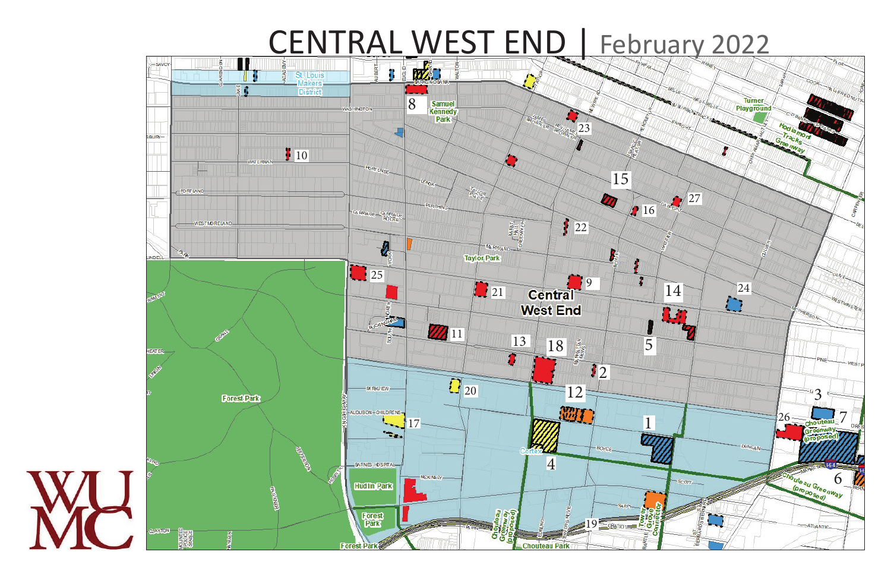# CENTRAL WEST END | February 2022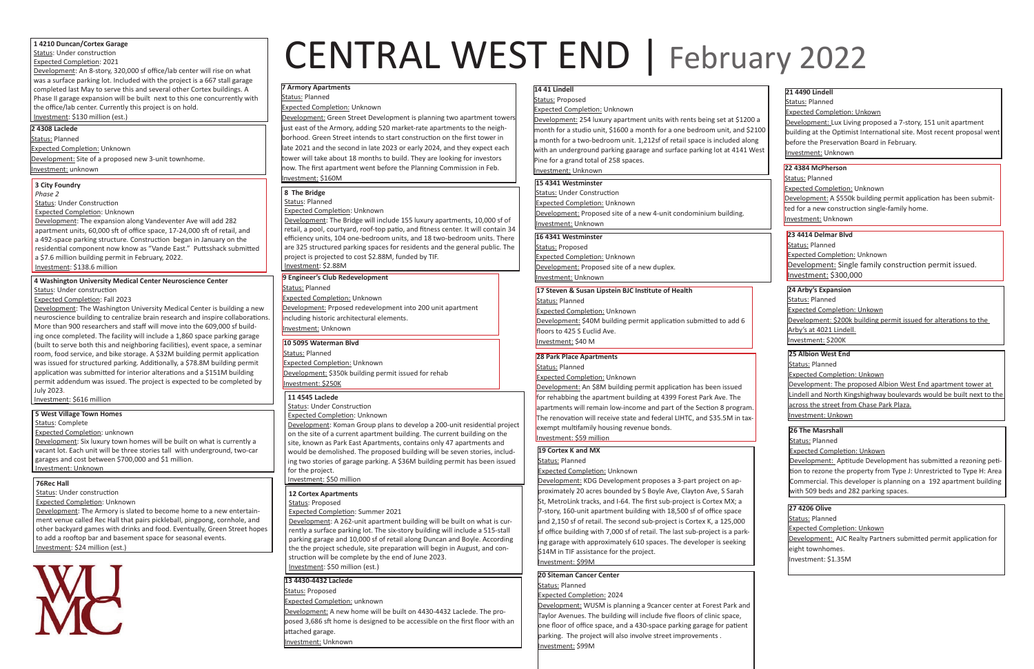# CENTRAL WEST END | February 2022

### 1 4210 Duncan/Cortex Garage

Status: Under construction

Expected Completion: 2021

Development: An 8-story, 320,000 sf office/lab center will rise on what was a surface parking lot. Included with the project is a 667 stall garage completed last May to serve this and several other Cortex buildings. A Phase II garage expansion will be built next to this one concurrently with the office/lab center. Currently this project is on hold.

Investment: $130 million (est.)

### 2 4308 Laclede

Status: Planned

Expected Completion: Unknown

Development: Site of a proposed new 3-unit townhome.

Investment: unknown

### 3 City Foundry

*Phase 2*

Status: Under Construction

Expected Completion: Unknown

Development: The expansion along Vandeventer Ave will add 282 apartment units, 60,000 sft of office space, 17-24,000 sft of retail, and a 492-space parking structure. Construction began in January on the residential component now know as "Vande East." Puttsshack submitted a $7.6 million building permit in February, 2022.

Investment: $138.6 million

### 4 Washington University Medical Center Neuroscience Center

Status: Under construction

Expected Completion: Fall 2023

Development: The Washington University Medical Center is building a new neuroscience building to centralize brain research and inspire collaborations. More than 900 researchers and staff will move into the 609,000 sf building once completed. The facility will include a 1,860 space parking garage (built to serve both this and neighboring facilities), event space, a seminar room, food service, and bike storage. A $32M building permit application was issued for structured parking. Additionally, a $78.8M building permit application was submitted for interior alterations and a $151M building permit addendum was issued. The project is expected to be completed by July 2023.

Investment: $616 million

### 5 West Village Town Homes

Status: Complete

Expected Completion: unknown

Development: Six luxury town homes will be built on what is currently a vacant lot. Each unit will be three stories tall with underground, two-car garages and cost between $700,000 and $1 million.

Investment: Unknown

### 76Rec Hall

Status: Under construction

Expected Completion: Unknown

Development: The Armory is slated to become home to a new entertainment venue called Rec Hall that pairs pickleball, pingpong, cornhole, and other backyard games with drinks and food. Eventually, Green Street hopes to add a rooftop bar and basement space for seasonal events.

Investment: $24 million (est.)

### 7 Armory Apartments

Status: Planned

Expected Completion: Unknown

Development: Green Street Development is planning two apartment towers just east of the Armory, adding 520 market-rate apartments to the neighborhood. Green Street intends to start construction on the first tower in late 2021 and the second in late 2023 or early 2024, and they expect each tower will take about 18 months to build. They are looking for investors now. The first apartment went before the Planning Commission in Feb.

Investment: $160M

### 8 The Bridge

Status: Planned

Expected Completion: Unknown

Development: The Bridge will include 155 luxury apartments, 10,000 sf of retail, a pool, courtyard, roof-top patio, and fitness center. It will contain 34 efficiency units, 104 one-bedroom units, and 18 two-bedroom units. There are 325 structured parking spaces for residents and the general public. The project is projected to cost $2.88M, funded by TIF.

Investment: $2.88M

### 9 Engineer's Club Redevelopment

Status: Planned

Expected Completion: Unknown

Development: Prposed redevelopment into 200 unit apartment including historic architectural elements.

Investment: Unknown

### 10 5095 Waterman Blvd

Status: Planned

Expected Completion: Unknown

Development: $350k building permit issued for rehab

Investment: $250K

### 11 4545 Laclede

Status: Under Construction

Expected Completion: Unknown

Development: Koman Group plans to develop a 200-unit residential project on the site of a current apartment building. The current building on the site, known as Park East Apartments, contains only 47 apartments and would be demolished. The proposed building will be seven stories, including two stories of garage parking. A $36M building permit has been issued for the project.

Investment: $50 million

### 12 Cortex Apartments

Status: Proposed

Expected Completion: Summer 2021

Development: A 262-unit apartment building will be built on what is currently a surface parking lot. The six-story building will include a 515-stall parking garage and 10,000 sf of retail along Duncan and Boyle. According the the project schedule, site preparation will begin in August, and construction will be complete by the end of June 2023.

Investment: $50 million (est.)

### 13 4430-4432 Laclede

Status: Proposed

Expected Completion: unknown

Development: A new home will be built on 4430-4432 Laclede. The proposed 3,686 sft home is designed to be accessible on the first floor with an attached garage.

Investment: Unknown

### 14 41 Lindell

Status: Proposed

Expected Completion: Unknown

Development: 254 luxury apartment units with rents being set at $1200 a month for a studio unit, $1600 a month for a one bedroom unit, and $2100 a month for a two-bedroom unit. 1,212sf of retail space is included along with an underground parking gaarage and surface parking lot at 4141 West Pine for a grand total of 258 spaces.

Investment: Unknown

### 15 4341 Westminster

Status: Under Construction

Expected Completion: Unknown

Development: Proposed site of a new 4-unit condominium building.

Investment: Unknown

### 16 4341 Westminster

Status: Proposed

Expected Completion: Unknown

Development: Proposed site of a new duplex.

Investment: Unknown

### 17 Steven & Susan Lipstein BJC Institute of Health

Status: Planned

Expected Completion: Unknown

Development: $40M building permit application submitted to add 6 floors to 425 S Euclid Ave.

Investment: $40 M

### 28 Park Place Apartments

Status: Planned

Expected Completion: Unknown

Development: An $8M building permit application has been issued for rehabbing the apartment building at 4399 Forest Park Ave. The apartments will remain low-income and part of the Section 8 program. The renovation will receive state and federal LIHTC, and $35.5M in tax-exempt multifamily housing revenue bonds.

Investment: $59 million

### 19 Cortex K and MX

Status: Planned

Expected Completion: Unknown

Development: KDG Development proposes a 3-part project on approximately 20 acres bounded by S Boyle Ave, Clayton Ave, S Sarah St, MetroLink tracks, and I-64. The first sub-project is Cortex MX; a 7-story, 160-unit apartment building with 18,500 sf of office space and 2,150 sf of retail. The second sub-project is Cortex K, a 125,000 sf office building with 7,000 sf of retail. The last sub-project is a parking garage with approximately 610 spaces. The developer is seeking $14M in TIF assistance for the project.

Investment: $99M

### 20 Siteman Cancer Center

Status: Planned

Expected Completion: 2024

Development: WUSM is planning a 9cancer center at Forest Park and Taylor Avenues. The building will include five floors of clinic space, one floor of office space, and a 430-space parking garage for patient parking. The project will also involve street improvements .

Investment: $99M

### 21 4490 Lindell

Status: Planned

Expected Completion: Unkown

Development: Lux Living proposed a 7-story, 151 unit apartment building at the Optimist International site. Most recent proposal went before the Preservation Board in February.

Investment: Unknown

### 22 4384 McPherson

Status: Planned

Expected Completion: Unknown

Development: A $550k building permit application has been submitted for a new construction single-family home.

Investment: Unknown

### 23 4414 Delmar Blvd

Status: Planned

Expected Completion: Unknown

Development: Single family construction permit issued.

Investment: $300,000

### 24 Arby's Expansion

Status: Planned

Expected Completion: Unkown

Development: $200k building permit issued for alterations to the Arby's at 4021 Lindell.

Investment: $200K

### 25 Albion West End

Status: Planned

Expected Completion: Unkown

Development: The proposed Albion West End apartment tower at Lindell and North Kingshighway boulevards would be built next to the across the street from Chase Park Plaza.

Investment: Unkown

### 26 The Masrshall

Status: Planned

Expected Completion: Unkown

Development: Aptitude Development has submitted a rezoning petition to rezone the property from Type J: Unrestricted to Type H: Area Commercial. This developer is planning on a 192 apartment building with 509 beds and 282 parking spaces.

### 27 4206 Olive

Status: Planned

Expected Completion: Unkown

Development: AJC Realty Partners submitted permit application for eight townhomes.

Investment: $1.35M